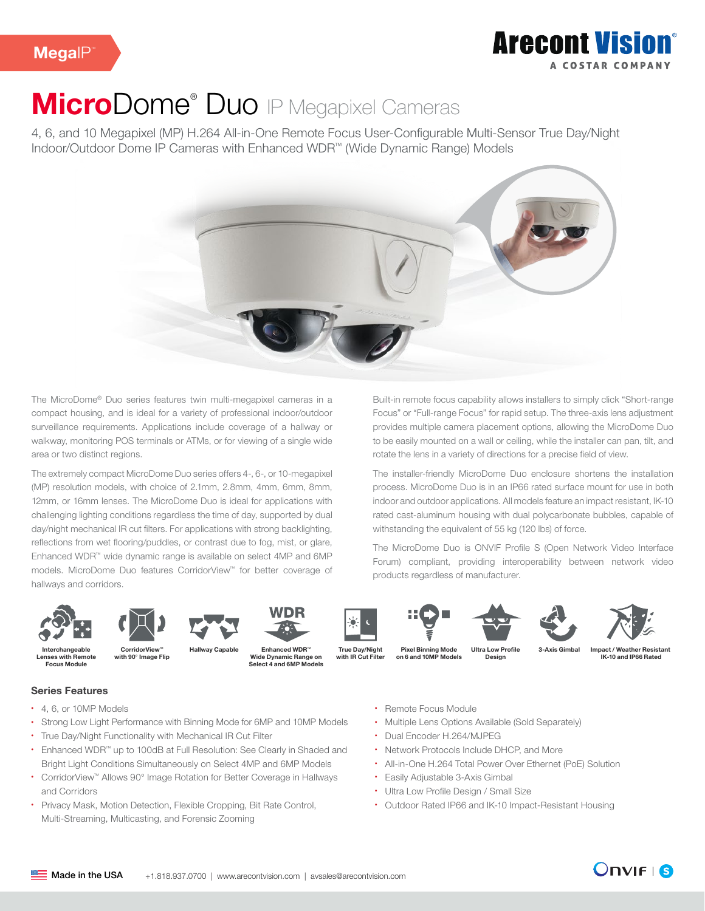MegaIP™

Arecont Vision®
A COSTAR COMPANY

# MicroDome® Duo IP Megapixel Cameras

4, 6, and 10 Megapixel (MP) H.264 All-in-One Remote Focus User-Configurable Multi-Sensor True Day/Night Indoor/Outdoor Dome IP Cameras with Enhanced WDR™ (Wide Dynamic Range) Models

The MicroDome® Duo series features twin multi-megapixel cameras in a compact housing, and is ideal for a variety of professional indoor/outdoor surveillance requirements. Applications include coverage of a hallway or walkway, monitoring POS terminals or ATMs, or for viewing of a single wide area or two distinct regions.

The extremely compact MicroDome Duo series offers 4-, 6-, or 10-megapixel (MP) resolution models, with choice of 2.1mm, 2.8mm, 4mm, 6mm, 8mm, 12mm, or 16mm lenses. The MicroDome Duo is ideal for applications with challenging lighting conditions regardless the time of day, supported by dual day/night mechanical IR cut filters. For applications with strong backlighting, reflections from wet flooring/puddles, or contrast due to fog, mist, or glare, Enhanced WDR™ wide dynamic range is available on select 4MP and 6MP models. MicroDome Duo features CorridorView™ for better coverage of hallways and corridors.

Built-in remote focus capability allows installers to simply click "Short-range Focus" or "Full-range Focus" for rapid setup. The three-axis lens adjustment provides multiple camera placement options, allowing the MicroDome Duo to be easily mounted on a wall or ceiling, while the installer can pan, tilt, and rotate the lens in a variety of directions for a precise field of view.

The installer-friendly MicroDome Duo enclosure shortens the installation process. MicroDome Duo is in an IP66 rated surface mount for use in both indoor and outdoor applications. All models feature an impact resistant, IK-10 rated cast-aluminum housing with dual polycarbonate bubbles, capable of withstanding the equivalent of 55 kg (120 lbs) of force.

The MicroDome Duo is ONVIF Profile S (Open Network Video Interface Forum) compliant, providing interoperability between network video products regardless of manufacturer.

- Interchangeable Lenses with Remote Focus Module
- CorridorView™ with 90° Image Flip
- Hallway Capable
- Enhanced WDR™ Wide Dynamic Range on Select 4 and 6MP Models
- True Day/Night with IR Cut Filter
- Pixel Binning Mode on 6 and 10MP Models
- Ultra Low Profile Design
- 3-Axis Gimbal
- Impact / Weather Resistant IK-10 and IP66 Rated

## Series Features

- 4, 6, or 10MP Models
- Strong Low Light Performance with Binning Mode for 6MP and 10MP Models
- True Day/Night Functionality with Mechanical IR Cut Filter
- Enhanced WDR™ up to 100dB at Full Resolution: See Clearly in Shaded and Bright Light Conditions Simultaneously on Select 4MP and 6MP Models
- CorridorView™ Allows 90° Image Rotation for Better Coverage in Hallways and Corridors
- Privacy Mask, Motion Detection, Flexible Cropping, Bit Rate Control, Multi-Streaming, Multicasting, and Forensic Zooming
- Remote Focus Module
- Multiple Lens Options Available (Sold Separately)
- Dual Encoder H.264/MJPEG
- Network Protocols Include DHCP, and More
- All-in-One H.264 Total Power Over Ethernet (PoE) Solution
- Easily Adjustable 3-Axis Gimbal
- Ultra Low Profile Design / Small Size
- Outdoor Rated IP66 and IK-10 Impact-Resistant Housing

Made in the USA +1.818.937.0700 | www.arecontvision.com | avsales@arecontvision.com

ONVIF | S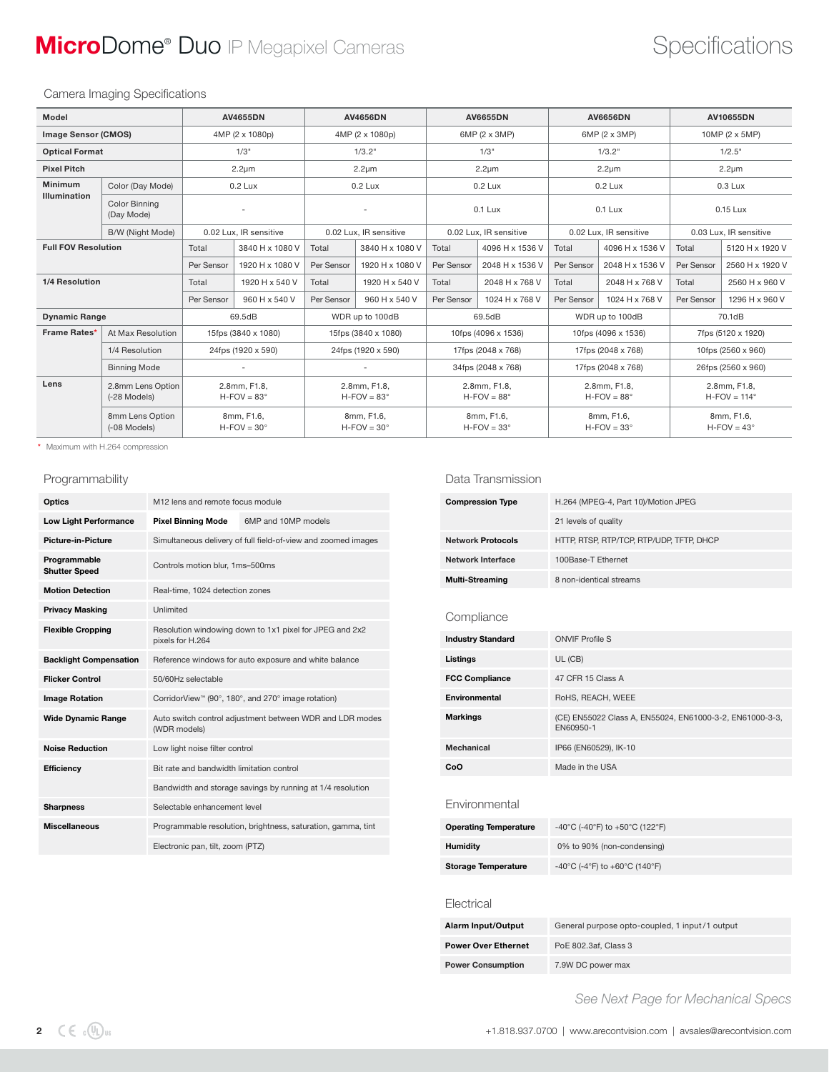# MicroDome® Duo IP Megapixel Cameras

## Specifications

### Camera Imaging Specifications

| Model | | AV4655DN | | AV4656DN | | AV6655DN | | AV6656DN | | AV10655DN | |
|---|---|---|---|---|---|---|---|---|---|---|---|
| Image Sensor (CMOS) | | 4MP (2 x 1080p) | | 4MP (2 x 1080p) | | 6MP (2 x 3MP) | | 6MP (2 x 3MP) | | 10MP (2 x 5MP) | |
| Optical Format | | 1/3" | | 1/3.2" | | 1/3" | | 1/3.2" | | 1/2.5" | |
| Pixel Pitch | | 2.2µm | | 2.2µm | | 2.2µm | | 2.2µm | | 2.2µm | |
| Minimum Illumination | Color (Day Mode) | 0.2 Lux | | 0.2 Lux | | 0.2 Lux | | 0.2 Lux | | 0.3 Lux | |
| | Color Binning (Day Mode) | - | | - | | 0.1 Lux | | 0.1 Lux | | 0.15 Lux | |
| | B/W (Night Mode) | 0.02 Lux, IR sensitive | | 0.02 Lux, IR sensitive | | 0.02 Lux, IR sensitive | | 0.02 Lux, IR sensitive | | 0.03 Lux, IR sensitive | |
| Full FOV Resolution | | Total | 3840 H x 1080 V | Total | 3840 H x 1080 V | Total | 4096 H x 1536 V | Total | 4096 H x 1536 V | Total | 5120 H x 1920 V |
| | | Per Sensor | 1920 H x 1080 V | Per Sensor | 1920 H x 1080 V | Per Sensor | 2048 H x 1536 V | Per Sensor | 2048 H x 1536 V | Per Sensor | 2560 H x 1920 V |
| 1/4 Resolution | | Total | 1920 H x 540 V | Total | 1920 H x 540 V | Total | 2048 H x 768 V | Total | 2048 H x 768 V | Total | 2560 H x 960 V |
| | | Per Sensor | 960 H x 540 V | Per Sensor | 960 H x 540 V | Per Sensor | 1024 H x 768 V | Per Sensor | 1024 H x 768 V | Per Sensor | 1296 H x 960 V |
| Dynamic Range | | 69.5dB | | WDR up to 100dB | | 69.5dB | | WDR up to 100dB | | 70.1dB | |
| Frame Rates* | At Max Resolution | 15fps (3840 x 1080) | | 15fps (3840 x 1080) | | 10fps (4096 x 1536) | | 10fps (4096 x 1536) | | 7fps (5120 x 1920) | |
| | 1/4 Resolution | 24fps (1920 x 590) | | 24fps (1920 x 590) | | 17fps (2048 x 768) | | 17fps (2048 x 768) | | 10fps (2560 x 960) | |
| | Binning Mode | - | | - | | 34fps (2048 x 768) | | 17fps (2048 x 768) | | 26fps (2560 x 960) | |
| Lens | 2.8mm Lens Option (-28 Models) | 2.8mm, F1.8, H-FOV = 83° | | 2.8mm, F1.8, H-FOV = 83° | | 2.8mm, F1.8, H-FOV = 88° | | 2.8mm, F1.8, H-FOV = 88° | | 2.8mm, F1.8, H-FOV = 114° | |
| | 8mm Lens Option (-08 Models) | 8mm, F1.6, H-FOV = 30° | | 8mm, F1.6, H-FOV = 30° | | 8mm, F1.6, H-FOV = 33° | | 8mm, F1.6, H-FOV = 33° | | 8mm, F1.6, H-FOV = 43° | |

\* Maximum with H.264 compression

### Programmability

| | | |
|---|---|---|
| **Optics** | M12 lens and remote focus module | |
| **Low Light Performance** | **Pixel Binning Mode** | 6MP and 10MP models |
| **Picture-in-Picture** | Simultaneous delivery of full field-of-view and zoomed images | |
| **Programmable Shutter Speed** | Controls motion blur, 1ms–500ms | |
| **Motion Detection** | Real-time, 1024 detection zones | |
| **Privacy Masking** | Unlimited | |
| **Flexible Cropping** | Resolution windowing down to 1x1 pixel for JPEG and 2x2 pixels for H.264 | |
| **Backlight Compensation** | Reference windows for auto exposure and white balance | |
| **Flicker Control** | 50/60Hz selectable | |
| **Image Rotation** | CorridorView™ (90°, 180°, and 270° image rotation) | |
| **Wide Dynamic Range** | Auto switch control adjustment between WDR and LDR modes (WDR models) | |
| **Noise Reduction** | Low light noise filter control | |
| **Efficiency** | Bit rate and bandwidth limitation control | |
| | Bandwidth and storage savings by running at 1/4 resolution | |
| **Sharpness** | Selectable enhancement level | |
| **Miscellaneous** | Programmable resolution, brightness, saturation, gamma, tint | |
| | Electronic pan, tilt, zoom (PTZ) | |

### Data Transmission

| | |
|---|---|
| **Compression Type** | H.264 (MPEG-4, Part 10)/Motion JPEG |
| | 21 levels of quality |
| **Network Protocols** | HTTP, RTSP, RTP/TCP, RTP/UDP, TFTP, DHCP |
| **Network Interface** | 100Base-T Ethernet |
| **Multi-Streaming** | 8 non-identical streams |

### Compliance

| | |
|---|---|
| **Industry Standard** | ONVIF Profile S |
| **Listings** | UL (CB) |
| **FCC Compliance** | 47 CFR 15 Class A |
| **Environmental** | RoHS, REACH, WEEE |
| **Markings** | (CE) EN55022 Class A, EN55024, EN61000-3-2, EN61000-3-3, EN60950-1 |
| **Mechanical** | IP66 (EN60529), IK-10 |
| **CoO** | Made in the USA |

### Environmental

| | |
|---|---|
| **Operating Temperature** | -40°C (-40°F) to +50°C (122°F) |
| **Humidity** | 0% to 90% (non-condensing) |
| **Storage Temperature** | -40°C (-4°F) to +60°C (140°F) |

### Electrical

| | |
|---|---|
| **Alarm Input/Output** | General purpose opto-coupled, 1 input/1 output |
| **Power Over Ethernet** | PoE 802.3af, Class 3 |
| **Power Consumption** | 7.9W DC power max |

*See Next Page for Mechanical Specs*

+1.818.937.0700 | www.arecontvision.com | avsales@arecontvision.com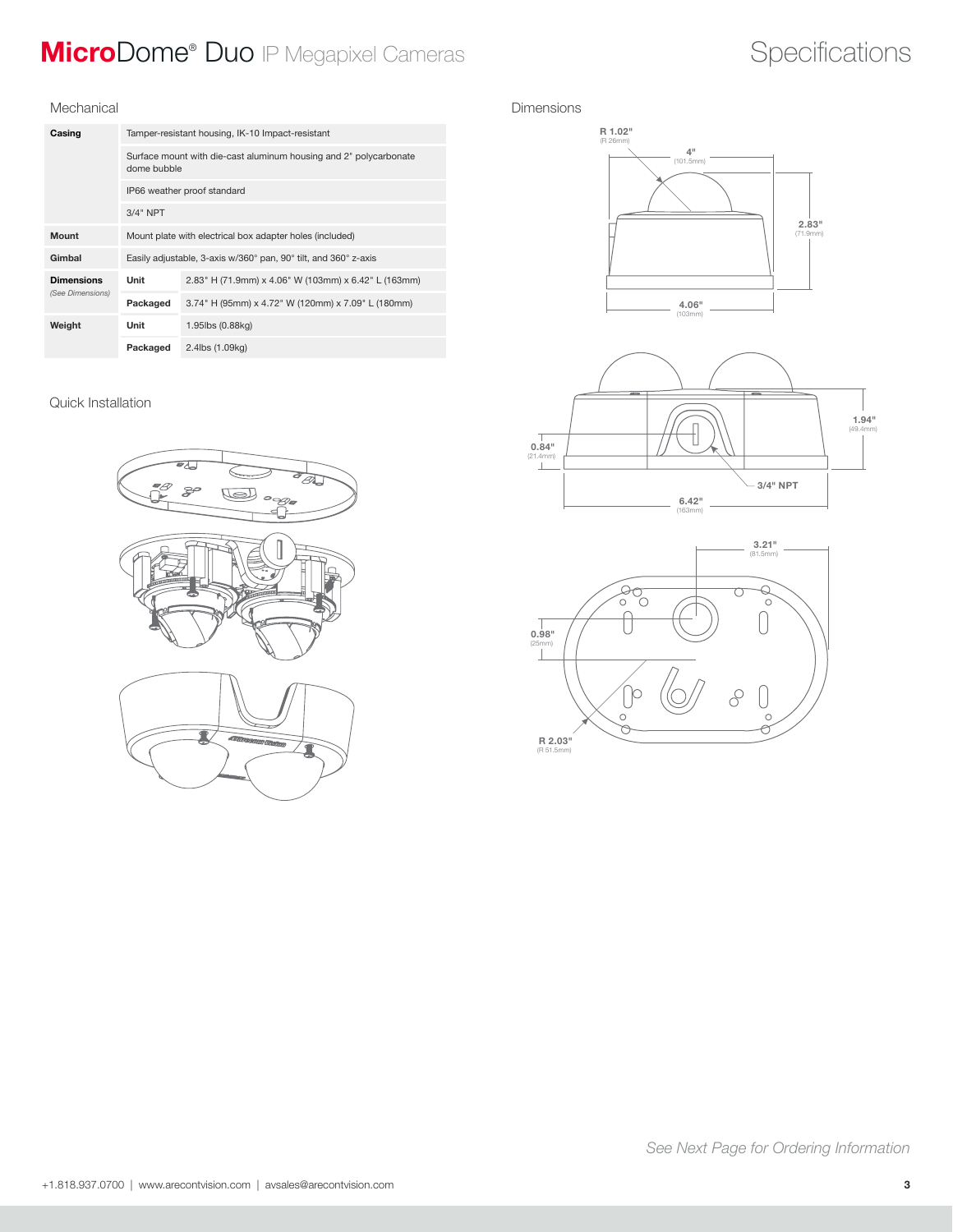# MicroDome® Duo IP Megapixel Cameras

## Specifications

### Mechanical

| | | |
|---|---|---|
| **Casing** | Tamper-resistant housing, IK-10 Impact-resistant | |
| | Surface mount with die-cast aluminum housing and 2" polycarbonate dome bubble | |
| | IP66 weather proof standard | |
| | 3/4" NPT | |
| **Mount** | Mount plate with electrical box adapter holes (included) | |
| **Gimbal** | Easily adjustable, 3-axis w/360° pan, 90° tilt, and 360° z-axis | |
| **Dimensions** *(See Dimensions)* | **Unit** | 2.83" H (71.9mm) x 4.06" W (103mm) x 6.42" L (163mm) |
| | **Packaged** | 3.74" H (95mm) x 4.72" W (120mm) x 7.09" L (180mm) |
| **Weight** | **Unit** | 1.95lbs (0.88kg) |
| | **Packaged** | 2.4lbs (1.09kg) |

### Quick Installation

### Dimensions

R 1.02" (R 26mm)
4" (101.5mm)
2.83" (71.9mm)
4.06" (103mm)

0.84" (21.4mm)
1.94" (49.4mm)
3/4" NPT
6.42" (163mm)

3.21" (81.5mm)
0.98" (25mm)
R 2.03" (R 51.5mm)

*See Next Page for Ordering Information*

+1.818.937.0700 | www.arecontvision.com | avsales@arecontvision.com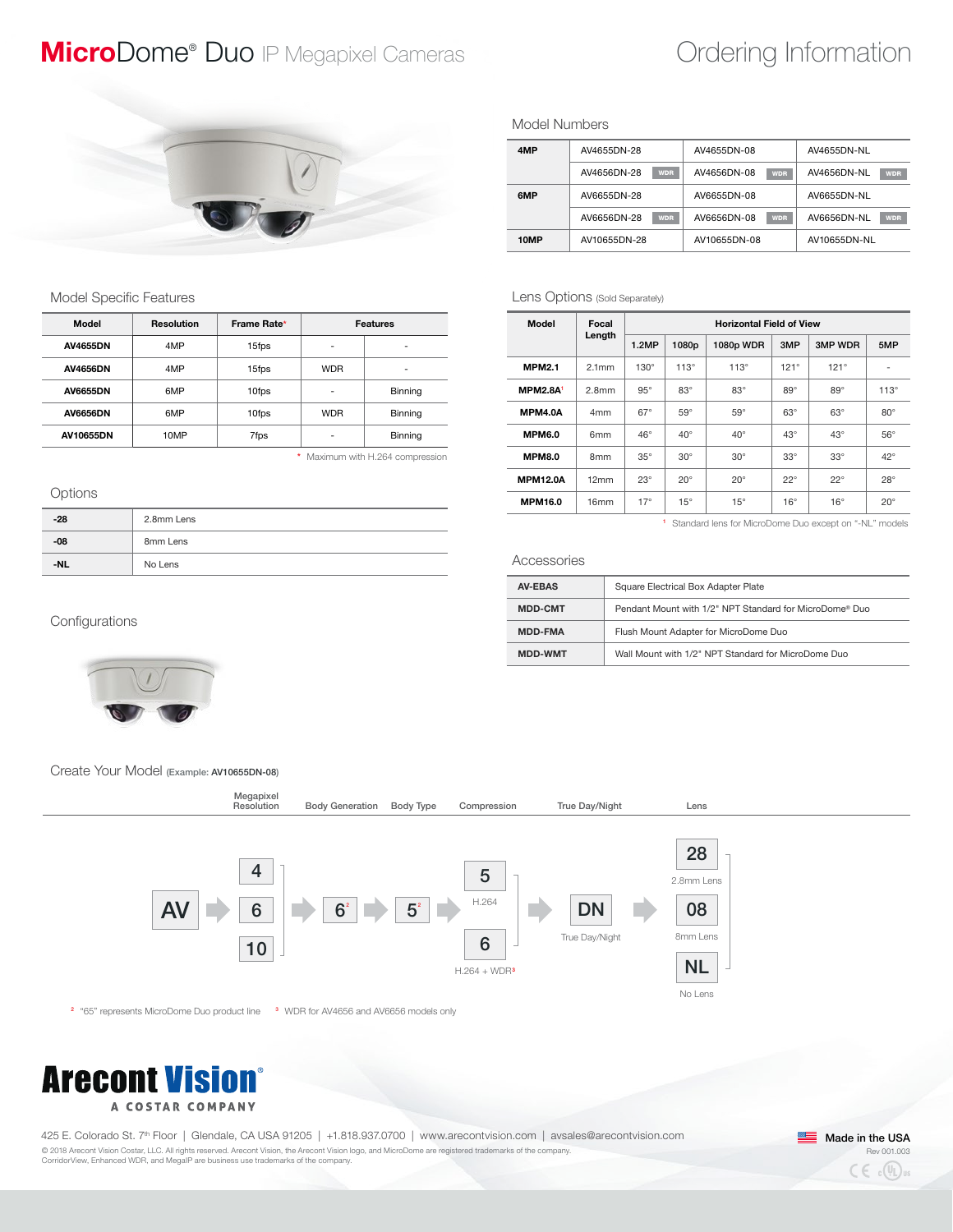# MicroDome® Duo IP Megapixel Cameras

# Ordering Information

## Model Numbers

| | | | |
|---|---|---|---|
| **4MP** | AV4655DN-28 | AV4655DN-08 | AV4655DN-NL |
| | AV4656DN-28 WDR | AV4656DN-08 WDR | AV4656DN-NL WDR |
| **6MP** | AV6655DN-28 | AV6655DN-08 | AV6655DN-NL |
| | AV6656DN-28 WDR | AV6656DN-08 WDR | AV6656DN-NL WDR |
| **10MP** | AV10655DN-28 | AV10655DN-08 | AV10655DN-NL |

## Model Specific Features

| Model | Resolution | Frame Rate* | Features | |
|---|---|---|---|---|
| **AV4655DN** | 4MP | 15fps | - | - |
| **AV4656DN** | 4MP | 15fps | WDR | - |
| **AV6655DN** | 6MP | 10fps | - | Binning |
| **AV6656DN** | 6MP | 10fps | WDR | Binning |
| **AV10655DN** | 10MP | 7fps | - | Binning |

\* Maximum with H.264 compression

## Lens Options (Sold Separately)

| Model | Focal Length | Horizontal Field of View | | | | | |
|---|---|---|---|---|---|---|---|
| | | 1.2MP | 1080p | 1080p WDR | 3MP | 3MP WDR | 5MP |
| **MPM2.1** | 2.1mm | 130° | 113° | 113° | 121° | 121° | - |
| **MPM2.8A**[1] | 2.8mm | 95° | 83° | 83° | 89° | 89° | 113° |
| **MPM4.0A** | 4mm | 67° | 59° | 59° | 63° | 63° | 80° |
| **MPM6.0** | 6mm | 46° | 40° | 40° | 43° | 43° | 56° |
| **MPM8.0** | 8mm | 35° | 30° | 30° | 33° | 33° | 42° |
| **MPM12.0A** | 12mm | 23° | 20° | 20° | 22° | 22° | 28° |
| **MPM16.0** | 16mm | 17° | 15° | 15° | 16° | 16° | 20° |

[1] Standard lens for MicroDome Duo except on "-NL" models

## Options

| | |
|---|---|
| **-28** | 2.8mm Lens |
| **-08** | 8mm Lens |
| **-NL** | No Lens |

## Accessories

| | |
|---|---|
| **AV-EBAS** | Square Electrical Box Adapter Plate |
| **MDD-CMT** | Pendant Mount with 1/2" NPT Standard for MicroDome® Duo |
| **MDD-FMA** | Flush Mount Adapter for MicroDome Duo |
| **MDD-WMT** | Wall Mount with 1/2" NPT Standard for MicroDome Duo |

## Configurations

## Create Your Model (Example: AV10655DN-08)

Megapixel Resolution | Body Generation | Body Type | Compression | True Day/Night | Lens

AV → 4 / 6 / 10 → 6[2] → 5[2] → 5 (H.264) / 6 (H.264 + WDR[3]) → DN (True Day/Night) → 28 (2.8mm Lens) / 08 (8mm Lens) / NL (No Lens)

[2] "65" represents MicroDome Duo product line [3] WDR for AV4656 and AV6656 models only

**Arecont Vision®**
A COSTAR COMPANY

425 E. Colorado St. 7th Floor | Glendale, CA USA 91205 | +1.818.937.0700 | www.arecontvision.com | avsales@arecontvision.com

© 2018 Arecont Vision Costar, LLC. All rights reserved. Arecont Vision, the Arecont Vision logo, and MicroDome are registered trademarks of the company.
CorridorView, Enhanced WDR, and MegaIP are business use trademarks of the company.

Made in the USA

Rev 001.003